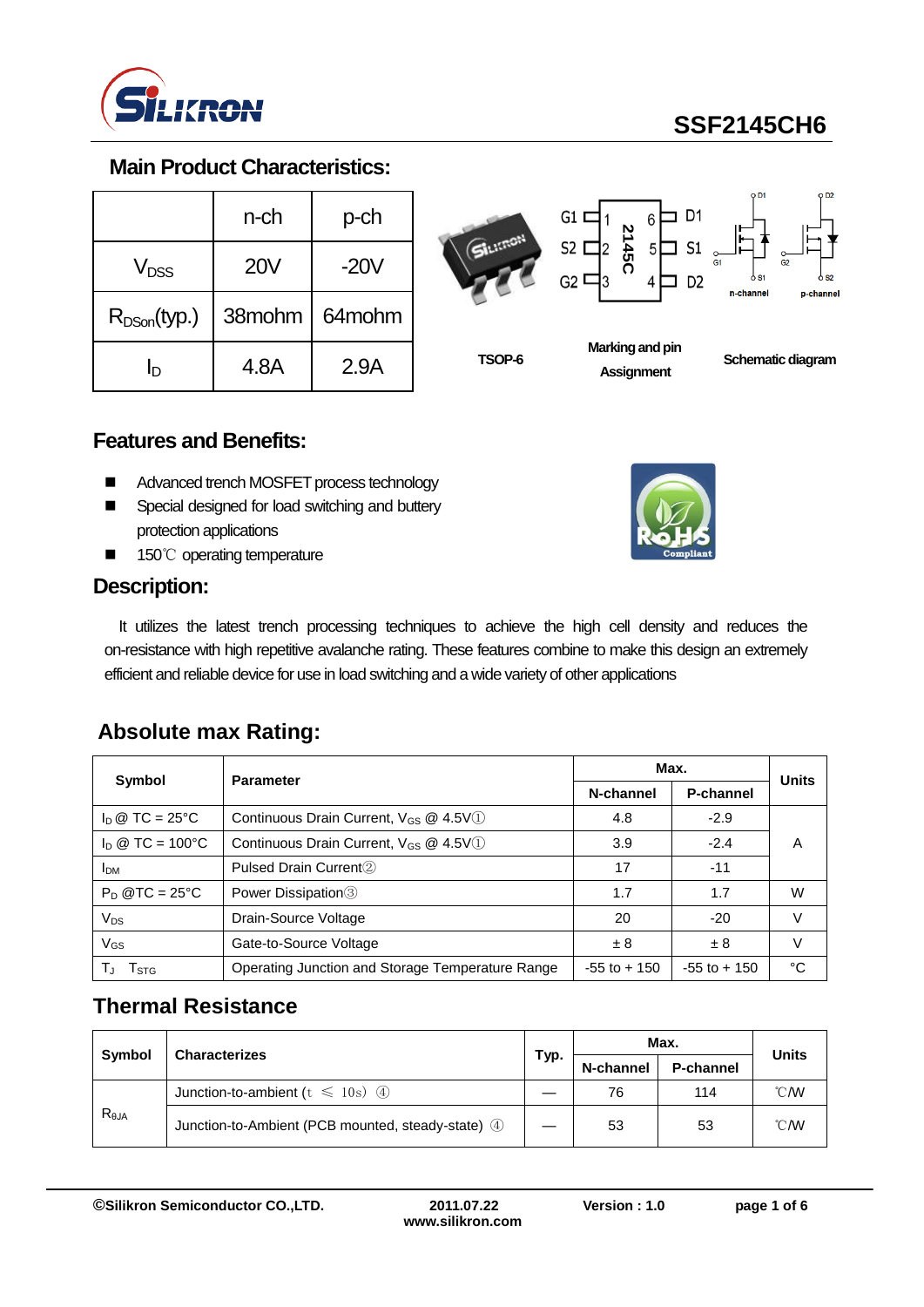# SSF2145CH6

## Main Product Characteristics:

|  | n-ch | p-ch |
|---|---|---|
| $V_{DSS}$ | 20V | -20V |
| $R_{DSon}$(typ.) | 38mohm | 64mohm |
| $I_D$ | 4.8A | 2.9A |

TSOP-6 | Marking and pin Assignment | Schematic diagram

## Features and Benefits:

- Advanced trench MOSFET process technology
- Special designed for load switching and buttery protection applications
- 150℃ operating temperature

## Description:

It utilizes the latest trench processing techniques to achieve the high cell density and reduces the on-resistance with high repetitive avalanche rating. These features combine to make this design an extremely efficient and reliable device for use in load switching and a wide variety of other applications

## Absolute max Rating:

| Symbol | Parameter | Max. | | Units |
|---|---|---|---|---|
| | | N-channel | P-channel | |
| $I_D$ @ TC = 25°C | Continuous Drain Current, $V_{GS}$ @ 4.5V① | 4.8 | -2.9 | A |
| $I_D$ @ TC = 100°C | Continuous Drain Current, $V_{GS}$ @ 4.5V① | 3.9 | -2.4 | |
| $I_{DM}$ | Pulsed Drain Current② | 17 | -11 | |
| $P_D$ @TC = 25°C | Power Dissipation③ | 1.7 | 1.7 | W |
| $V_{DS}$ | Drain-Source Voltage | 20 | -20 | V |
| $V_{GS}$ | Gate-to-Source Voltage | ± 8 | ± 8 | V |
| $T_J$ $T_{STG}$ | Operating Junction and Storage Temperature Range | -55 to + 150 | -55 to + 150 | °C |

## Thermal Resistance

| Symbol | Characterizes | Typ. | Max. | | Units |
|---|---|---|---|---|---|
| | | | N-channel | P-channel | |
| $R_{θJA}$ | Junction-to-ambient (t ≤ 10s) ④ | — | 76 | 114 | ℃/W |
| | Junction-to-Ambient (PCB mounted, steady-state) ④ | — | 53 | 53 | ℃/W |

©Silikron Semiconductor CO.,LTD. 2011.07.22 www.silikron.com Version : 1.0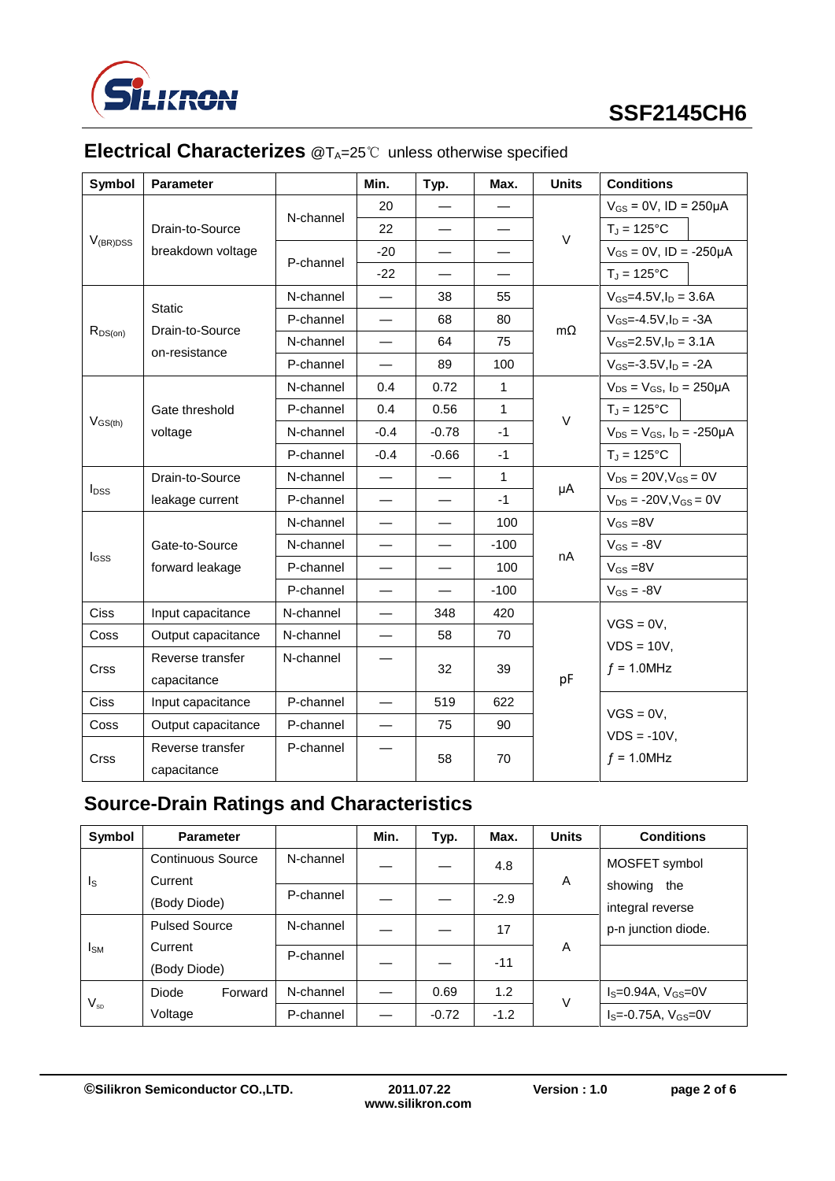## Electrical Characterizes @$T_A$=25℃ unless otherwise specified

| Symbol | Parameter | | Min. | Typ. | Max. | Units | Conditions |
|---|---|---|---|---|---|---|---|
| $V_{(BR)DSS}$ | Drain-to-Source breakdown voltage | N-channel | 20 | — | — | V | $V_{GS}$ = 0V, ID = 250μA |
| | | | 22 | — | — | | $T_J$ = 125°C |
| | | P-channel | -20 | — | — | | $V_{GS}$ = 0V, ID = -250μA |
| | | | -22 | — | — | | $T_J$ = 125°C |
| $R_{DS(on)}$ | Static Drain-to-Source on-resistance | N-channel | — | 38 | 55 | mΩ | $V_{GS}$=4.5V,$I_D$ = 3.6A |
| | | P-channel | — | 68 | 80 | | $V_{GS}$=-4.5V,$I_D$ = -3A |
| | | N-channel | — | 64 | 75 | | $V_{GS}$=2.5V,$I_D$ = 3.1A |
| | | P-channel | — | 89 | 100 | | $V_{GS}$=-3.5V,$I_D$ = -2A |
| $V_{GS(th)}$ | Gate threshold voltage | N-channel | 0.4 | 0.72 | 1 | V | $V_{DS}$ = $V_{GS}$, $I_D$ = 250μA |
| | | P-channel | 0.4 | 0.56 | 1 | | $T_J$ = 125°C |
| | | N-channel | -0.4 | -0.78 | -1 | | $V_{DS}$ = $V_{GS}$, $I_D$ = -250μA |
| | | P-channel | -0.4 | -0.66 | -1 | | $T_J$ = 125°C |
| $I_{DSS}$ | Drain-to-Source leakage current | N-channel | — | — | 1 | μA | $V_{DS}$ = 20V,$V_{GS}$ = 0V |
| | | P-channel | — | — | -1 | | $V_{DS}$ = -20V,$V_{GS}$ = 0V |
| $I_{GSS}$ | Gate-to-Source forward leakage | N-channel | — | — | 100 | nA | $V_{GS}$ =8V |
| | | N-channel | — | — | -100 | | $V_{GS}$ = -8V |
| | | P-channel | — | — | 100 | | $V_{GS}$ =8V |
| | | P-channel | — | — | -100 | | $V_{GS}$ = -8V |
| Ciss | Input capacitance | N-channel | — | 348 | 420 | pF | VGS = 0V, VDS = 10V, ƒ = 1.0MHz |
| Coss | Output capacitance | N-channel | — | 58 | 70 | | |
| Crss | Reverse transfer capacitance | N-channel | — | 32 | 39 | | |
| Ciss | Input capacitance | P-channel | — | 519 | 622 | | VGS = 0V, VDS = -10V, ƒ = 1.0MHz |
| Coss | Output capacitance | P-channel | — | 75 | 90 | | |
| Crss | Reverse transfer capacitance | P-channel | — | 58 | 70 | | |

## Source-Drain Ratings and Characteristics

| Symbol | Parameter | | Min. | Typ. | Max. | Units | Conditions |
|---|---|---|---|---|---|---|---|
| $I_S$ | Continuous Source Current (Body Diode) | N-channel | — | — | 4.8 | A | MOSFET symbol showing the integral reverse p-n junction diode. |
| | | P-channel | — | — | -2.9 | | |
| $I_{SM}$ | Pulsed Source Current (Body Diode) | N-channel | — | — | 17 | A | |
| | | P-channel | — | — | -11 | | |
| $V_{SD}$ | Diode Forward Voltage | N-channel | — | 0.69 | 1.2 | V | $I_S$=0.94A, $V_{GS}$=0V |
| | | P-channel | — | -0.72 | -1.2 | | $I_S$=-0.75A, $V_{GS}$=0V |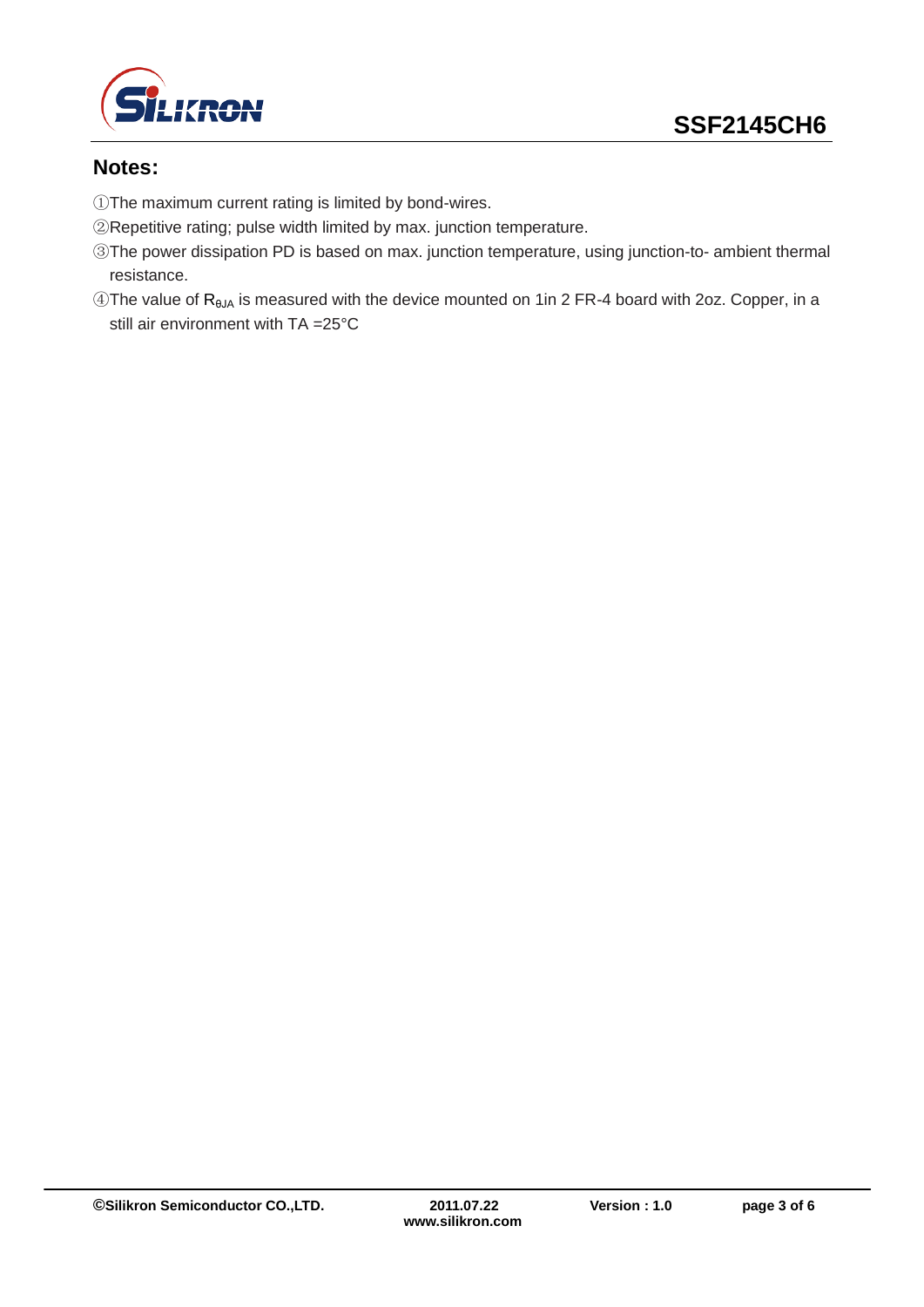## Notes:

①The maximum current rating is limited by bond-wires.

②Repetitive rating; pulse width limited by max. junction temperature.

③The power dissipation PD is based on max. junction temperature, using junction-to- ambient thermal resistance.

④The value of $R_{\theta JA}$ is measured with the device mounted on 1in 2 FR-4 board with 2oz. Copper, in a still air environment with TA =25°C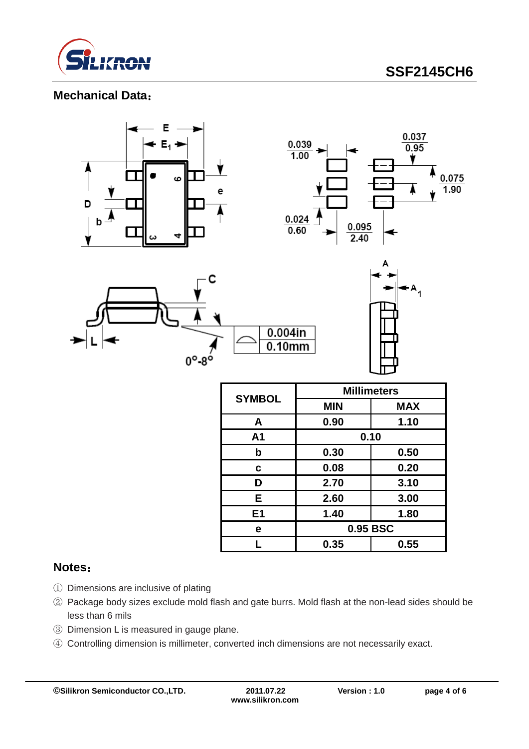## Mechanical Data：

| SYMBOL | Millimeters | |
|---|---|---|
| | MIN | MAX |
| A | 0.90 | 1.10 |
| A1 | 0.10 | |
| b | 0.30 | 0.50 |
| c | 0.08 | 0.20 |
| D | 2.70 | 3.10 |
| E | 2.60 | 3.00 |
| E1 | 1.40 | 1.80 |
| e | 0.95 BSC | |
| L | 0.35 | 0.55 |

## Notes：

① Dimensions are inclusive of plating

② Package body sizes exclude mold flash and gate burrs. Mold flash at the non-lead sides should be less than 6 mils

③ Dimension L is measured in gauge plane.

④ Controlling dimension is millimeter, converted inch dimensions are not necessarily exact.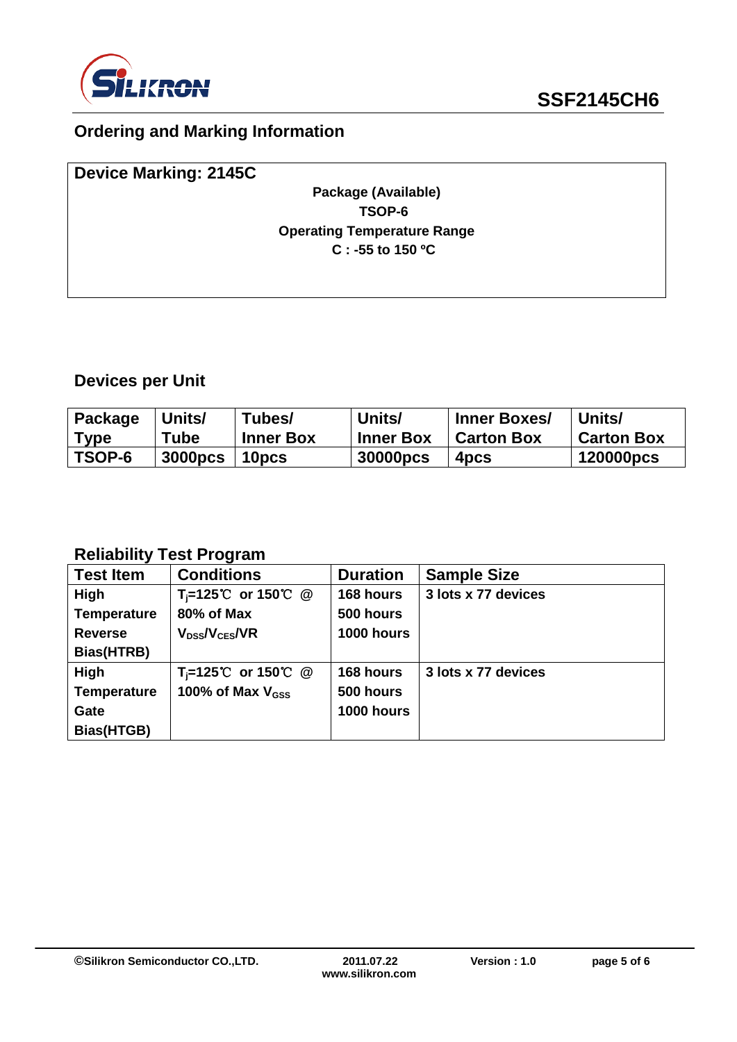## Ordering and Marking Information

**Device Marking: 2145C**

**Package (Available)**
**TSOP-6**
**Operating Temperature Range**
**C : -55 to 150 ºC**

## Devices per Unit

| Package Type | Units/ Tube | Tubes/ Inner Box | Units/ Inner Box | Inner Boxes/ Carton Box | Units/ Carton Box |
|---|---|---|---|---|---|
| TSOP-6 | 3000pcs | 10pcs | 30000pcs | 4pcs | 120000pcs |

## Reliability Test Program

| Test Item | Conditions | Duration | Sample Size |
|---|---|---|---|
| High Temperature Reverse Bias(HTRB) | $T_j$=125℃ or 150℃ @ 80% of Max $V_{DSS}/V_{CES}$/VR | 168 hours<br>500 hours<br>1000 hours | 3 lots x 77 devices |
| High Temperature Gate Bias(HTGB) | $T_j$=125℃ or 150℃ @ 100% of Max $V_{GSS}$ | 168 hours<br>500 hours<br>1000 hours | 3 lots x 77 devices |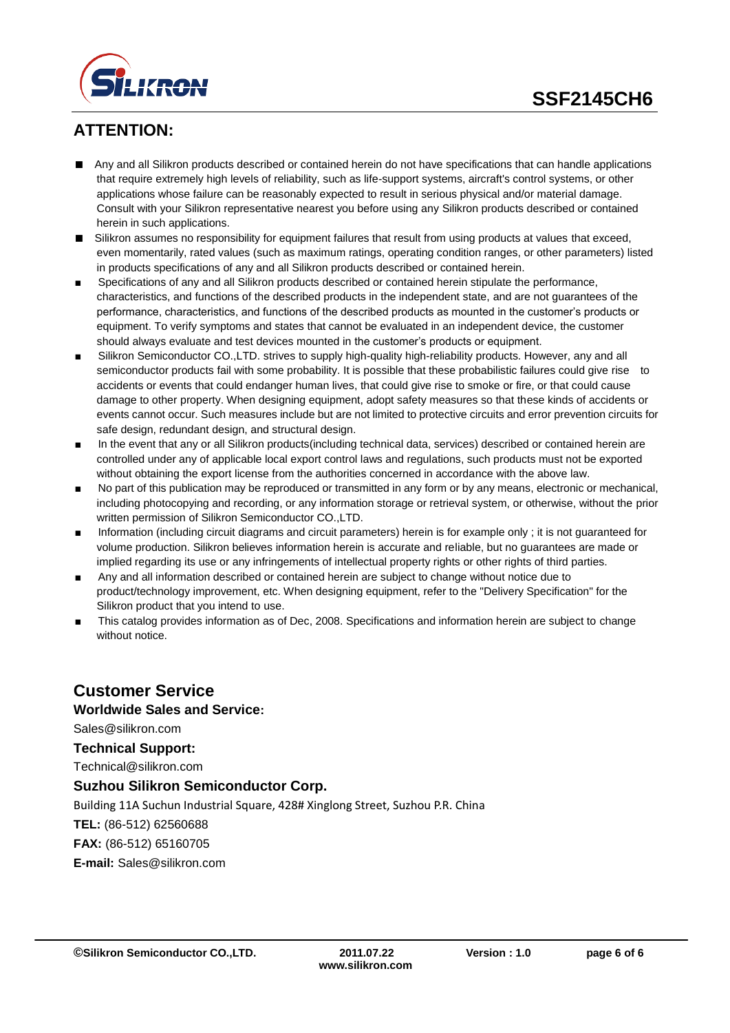## ATTENTION:

- Any and all Silikron products described or contained herein do not have specifications that can handle applications that require extremely high levels of reliability, such as life-support systems, aircraft's control systems, or other applications whose failure can be reasonably expected to result in serious physical and/or material damage. Consult with your Silikron representative nearest you before using any Silikron products described or contained herein in such applications.
- Silikron assumes no responsibility for equipment failures that result from using products at values that exceed, even momentarily, rated values (such as maximum ratings, operating condition ranges, or other parameters) listed in products specifications of any and all Silikron products described or contained herein.
- Specifications of any and all Silikron products described or contained herein stipulate the performance, characteristics, and functions of the described products in the independent state, and are not guarantees of the performance, characteristics, and functions of the described products as mounted in the customer's products or equipment. To verify symptoms and states that cannot be evaluated in an independent device, the customer should always evaluate and test devices mounted in the customer's products or equipment.
- Silikron Semiconductor CO.,LTD. strives to supply high-quality high-reliability products. However, any and all semiconductor products fail with some probability. It is possible that these probabilistic failures could give rise to accidents or events that could endanger human lives, that could give rise to smoke or fire, or that could cause damage to other property. When designing equipment, adopt safety measures so that these kinds of accidents or events cannot occur. Such measures include but are not limited to protective circuits and error prevention circuits for safe design, redundant design, and structural design.
- In the event that any or all Silikron products(including technical data, services) described or contained herein are controlled under any of applicable local export control laws and regulations, such products must not be exported without obtaining the export license from the authorities concerned in accordance with the above law.
- No part of this publication may be reproduced or transmitted in any form or by any means, electronic or mechanical, including photocopying and recording, or any information storage or retrieval system, or otherwise, without the prior written permission of Silikron Semiconductor CO.,LTD.
- Information (including circuit diagrams and circuit parameters) herein is for example only ; it is not guaranteed for volume production. Silikron believes information herein is accurate and reliable, but no guarantees are made or implied regarding its use or any infringements of intellectual property rights or other rights of third parties.
- Any and all information described or contained herein are subject to change without notice due to product/technology improvement, etc. When designing equipment, refer to the "Delivery Specification" for the Silikron product that you intend to use.
- This catalog provides information as of Dec, 2008. Specifications and information herein are subject to change without notice.

## Customer Service

### Worldwide Sales and Service:

Sales@silikron.com

### Technical Support:

Technical@silikron.com

### Suzhou Silikron Semiconductor Corp.

Building 11A Suchun Industrial Square, 428# Xinglong Street, Suzhou P.R. China

**TEL:** (86-512) 62560688

**FAX:** (86-512) 65160705

**E-mail:** Sales@silikron.com